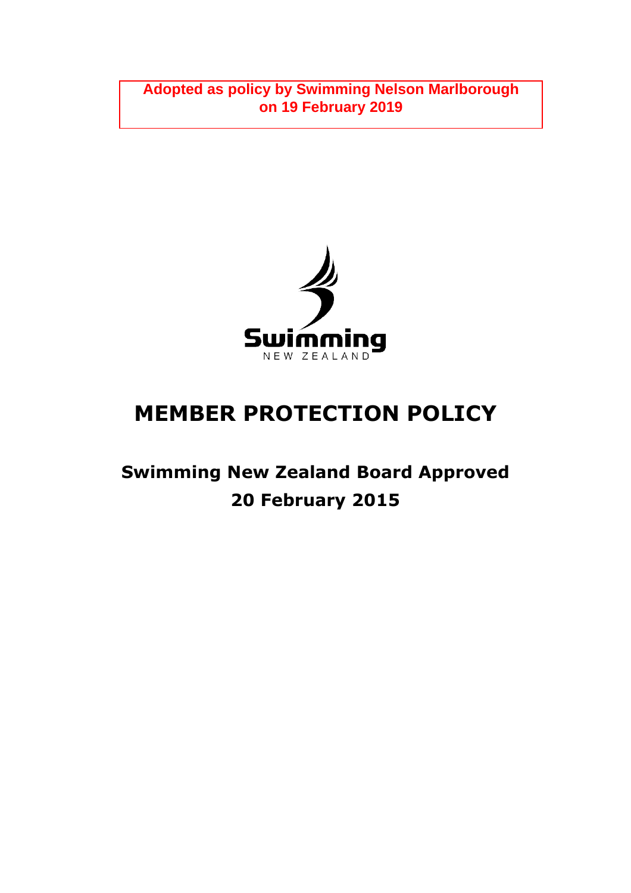**Adopted as policy by Swimming Nelson Marlborough on 19 February 2019**

Swimming NEW ZEALAND

# MEMBER PROTECTION POLICY

## Swimming New Zealand Board Approved 20 February 2015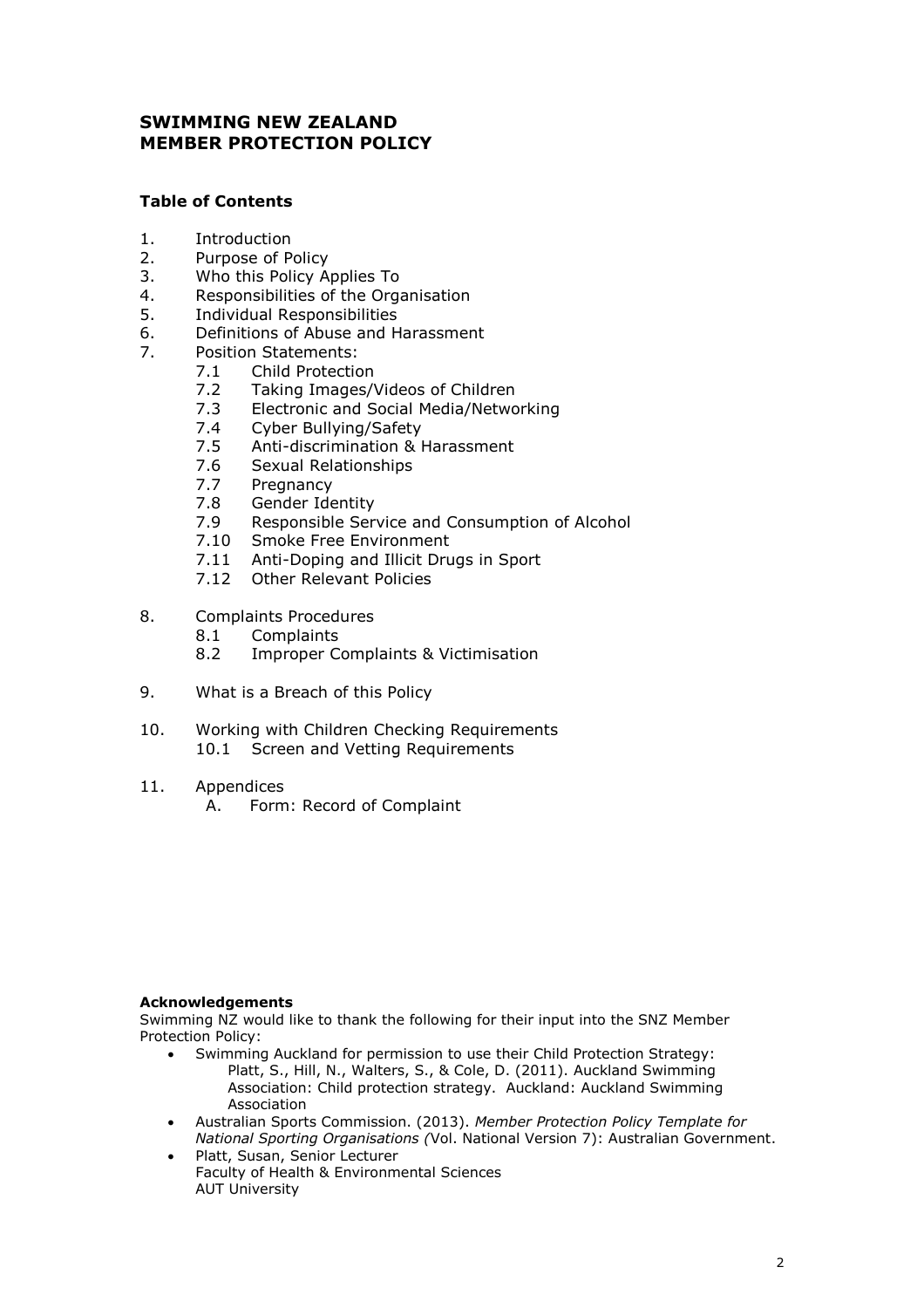# SWIMMING NEW ZEALAND
# MEMBER PROTECTION POLICY

**Table of Contents**

1. Introduction
2. Purpose of Policy
3. Who this Policy Applies To
4. Responsibilities of the Organisation
5. Individual Responsibilities
6. Definitions of Abuse and Harassment
7. Position Statements:
   - 7.1 Child Protection
   - 7.2 Taking Images/Videos of Children
   - 7.3 Electronic and Social Media/Networking
   - 7.4 Cyber Bullying/Safety
   - 7.5 Anti-discrimination & Harassment
   - 7.6 Sexual Relationships
   - 7.7 Pregnancy
   - 7.8 Gender Identity
   - 7.9 Responsible Service and Consumption of Alcohol
   - 7.10 Smoke Free Environment
   - 7.11 Anti-Doping and Illicit Drugs in Sport
   - 7.12 Other Relevant Policies
8. Complaints Procedures
   - 8.1 Complaints
   - 8.2 Improper Complaints & Victimisation
9. What is a Breach of this Policy
10. Working with Children Checking Requirements
    - 10.1 Screen and Vetting Requirements
11. Appendices
    - A. Form: Record of Complaint

**Acknowledgements**

Swimming NZ would like to thank the following for their input into the SNZ Member Protection Policy:

- Swimming Auckland for permission to use their Child Protection Strategy: Platt, S., Hill, N., Walters, S., & Cole, D. (2011). Auckland Swimming Association: Child protection strategy. Auckland: Auckland Swimming Association
- Australian Sports Commission. (2013). *Member Protection Policy Template for National Sporting Organisations (*Vol. National Version 7): Australian Government.
- Platt, Susan, Senior Lecturer
  Faculty of Health & Environmental Sciences
  AUT University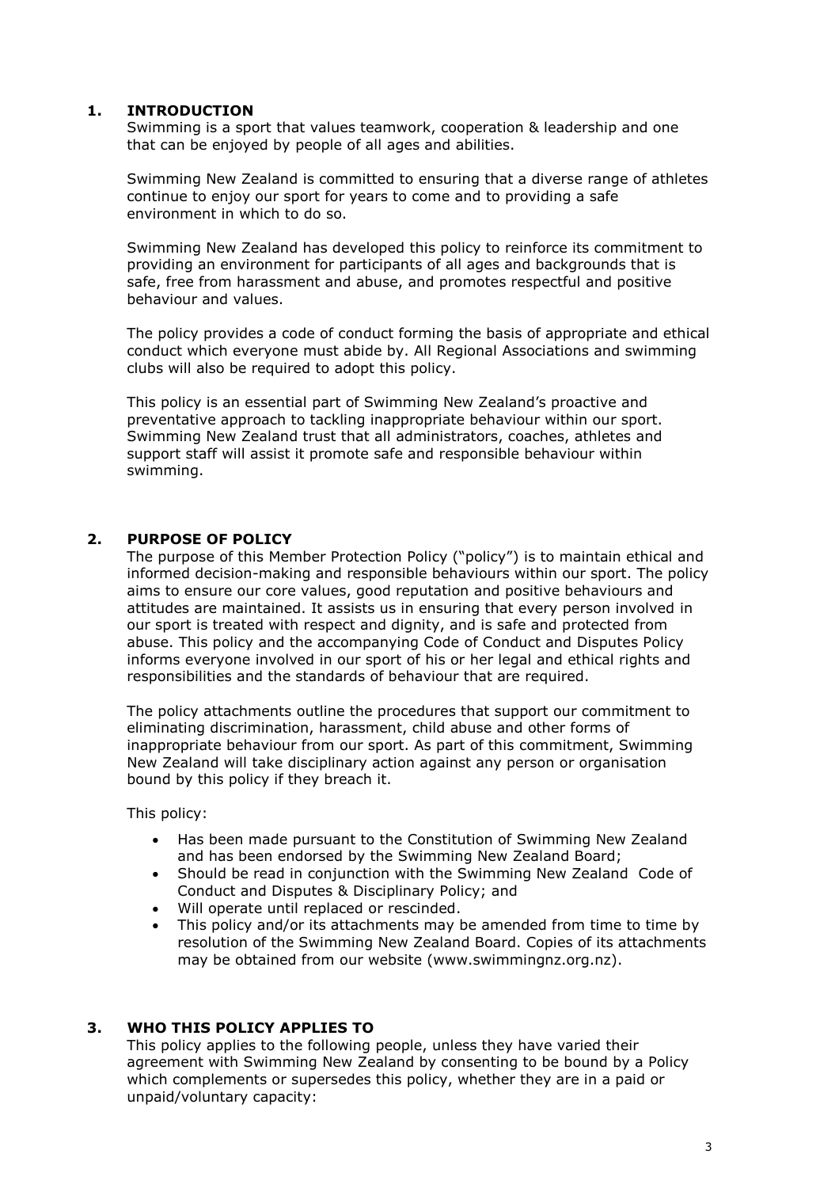## 1. INTRODUCTION

Swimming is a sport that values teamwork, cooperation & leadership and one that can be enjoyed by people of all ages and abilities.

Swimming New Zealand is committed to ensuring that a diverse range of athletes continue to enjoy our sport for years to come and to providing a safe environment in which to do so.

Swimming New Zealand has developed this policy to reinforce its commitment to providing an environment for participants of all ages and backgrounds that is safe, free from harassment and abuse, and promotes respectful and positive behaviour and values.

The policy provides a code of conduct forming the basis of appropriate and ethical conduct which everyone must abide by. All Regional Associations and swimming clubs will also be required to adopt this policy.

This policy is an essential part of Swimming New Zealand's proactive and preventative approach to tackling inappropriate behaviour within our sport. Swimming New Zealand trust that all administrators, coaches, athletes and support staff will assist it promote safe and responsible behaviour within swimming.

## 2. PURPOSE OF POLICY

The purpose of this Member Protection Policy ("policy") is to maintain ethical and informed decision-making and responsible behaviours within our sport. The policy aims to ensure our core values, good reputation and positive behaviours and attitudes are maintained. It assists us in ensuring that every person involved in our sport is treated with respect and dignity, and is safe and protected from abuse. This policy and the accompanying Code of Conduct and Disputes Policy informs everyone involved in our sport of his or her legal and ethical rights and responsibilities and the standards of behaviour that are required.

The policy attachments outline the procedures that support our commitment to eliminating discrimination, harassment, child abuse and other forms of inappropriate behaviour from our sport. As part of this commitment, Swimming New Zealand will take disciplinary action against any person or organisation bound by this policy if they breach it.

This policy:

- Has been made pursuant to the Constitution of Swimming New Zealand and has been endorsed by the Swimming New Zealand Board;
- Should be read in conjunction with the Swimming New Zealand Code of Conduct and Disputes & Disciplinary Policy; and
- Will operate until replaced or rescinded.
- This policy and/or its attachments may be amended from time to time by resolution of the Swimming New Zealand Board. Copies of its attachments may be obtained from our website (www.swimmingnz.org.nz).

## 3. WHO THIS POLICY APPLIES TO

This policy applies to the following people, unless they have varied their agreement with Swimming New Zealand by consenting to be bound by a Policy which complements or supersedes this policy, whether they are in a paid or unpaid/voluntary capacity: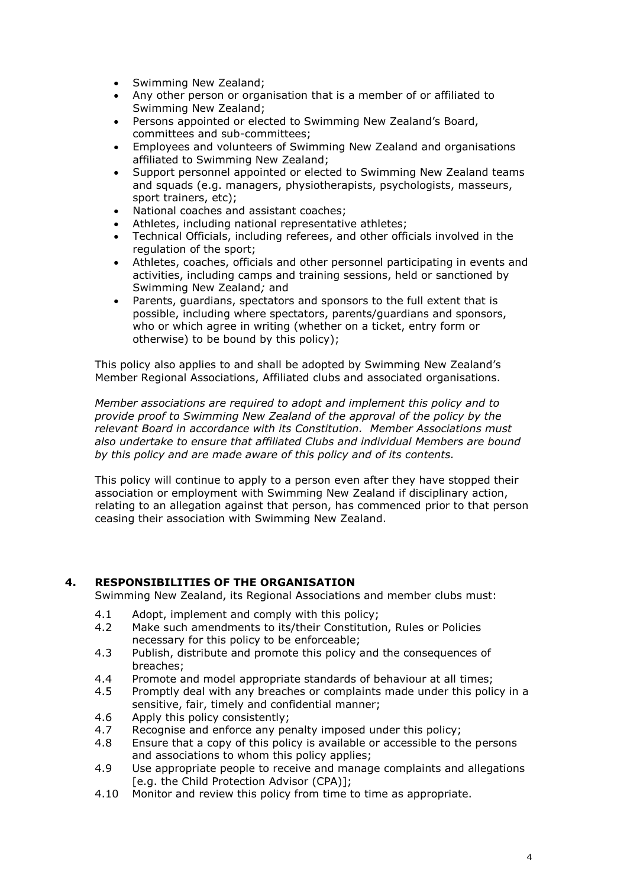- Swimming New Zealand;
- Any other person or organisation that is a member of or affiliated to Swimming New Zealand;
- Persons appointed or elected to Swimming New Zealand's Board, committees and sub-committees;
- Employees and volunteers of Swimming New Zealand and organisations affiliated to Swimming New Zealand;
- Support personnel appointed or elected to Swimming New Zealand teams and squads (e.g. managers, physiotherapists, psychologists, masseurs, sport trainers, etc);
- National coaches and assistant coaches;
- Athletes, including national representative athletes;
- Technical Officials, including referees, and other officials involved in the regulation of the sport;
- Athletes, coaches, officials and other personnel participating in events and activities, including camps and training sessions, held or sanctioned by Swimming New Zealand*;* and
- Parents, guardians, spectators and sponsors to the full extent that is possible, including where spectators, parents/guardians and sponsors, who or which agree in writing (whether on a ticket, entry form or otherwise) to be bound by this policy);

This policy also applies to and shall be adopted by Swimming New Zealand's Member Regional Associations, Affiliated clubs and associated organisations.

*Member associations are required to adopt and implement this policy and to provide proof to Swimming New Zealand of the approval of the policy by the relevant Board in accordance with its Constitution. Member Associations must also undertake to ensure that affiliated Clubs and individual Members are bound by this policy and are made aware of this policy and of its contents.*

This policy will continue to apply to a person even after they have stopped their association or employment with Swimming New Zealand if disciplinary action, relating to an allegation against that person, has commenced prior to that person ceasing their association with Swimming New Zealand.

## 4. RESPONSIBILITIES OF THE ORGANISATION

Swimming New Zealand, its Regional Associations and member clubs must:

4.1 Adopt, implement and comply with this policy;

4.2 Make such amendments to its/their Constitution, Rules or Policies necessary for this policy to be enforceable;

4.3 Publish, distribute and promote this policy and the consequences of breaches;

4.4 Promote and model appropriate standards of behaviour at all times;

4.5 Promptly deal with any breaches or complaints made under this policy in a sensitive, fair, timely and confidential manner;

4.6 Apply this policy consistently;

4.7 Recognise and enforce any penalty imposed under this policy;

4.8 Ensure that a copy of this policy is available or accessible to the persons and associations to whom this policy applies;

4.9 Use appropriate people to receive and manage complaints and allegations [e.g. the Child Protection Advisor (CPA)];

4.10 Monitor and review this policy from time to time as appropriate.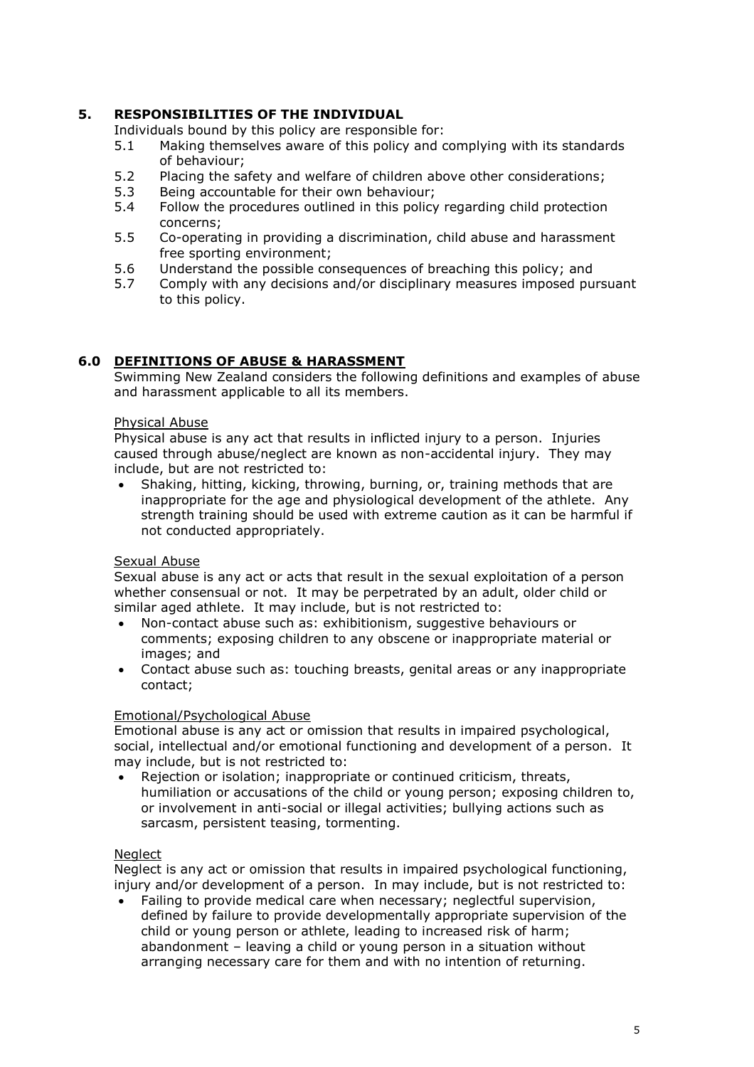## 5. RESPONSIBILITIES OF THE INDIVIDUAL

Individuals bound by this policy are responsible for:

5.1 Making themselves aware of this policy and complying with its standards of behaviour;

5.2 Placing the safety and welfare of children above other considerations;

5.3 Being accountable for their own behaviour;

5.4 Follow the procedures outlined in this policy regarding child protection concerns;

5.5 Co-operating in providing a discrimination, child abuse and harassment free sporting environment;

5.6 Understand the possible consequences of breaching this policy; and

5.7 Comply with any decisions and/or disciplinary measures imposed pursuant to this policy.

## 6.0 DEFINITIONS OF ABUSE & HARASSMENT

Swimming New Zealand considers the following definitions and examples of abuse and harassment applicable to all its members.

### Physical Abuse

Physical abuse is any act that results in inflicted injury to a person. Injuries caused through abuse/neglect are known as non-accidental injury. They may include, but are not restricted to:

- Shaking, hitting, kicking, throwing, burning, or, training methods that are inappropriate for the age and physiological development of the athlete. Any strength training should be used with extreme caution as it can be harmful if not conducted appropriately.

### Sexual Abuse

Sexual abuse is any act or acts that result in the sexual exploitation of a person whether consensual or not. It may be perpetrated by an adult, older child or similar aged athlete. It may include, but is not restricted to:

- Non-contact abuse such as: exhibitionism, suggestive behaviours or comments; exposing children to any obscene or inappropriate material or images; and
- Contact abuse such as: touching breasts, genital areas or any inappropriate contact;

### Emotional/Psychological Abuse

Emotional abuse is any act or omission that results in impaired psychological, social, intellectual and/or emotional functioning and development of a person. It may include, but is not restricted to:

- Rejection or isolation; inappropriate or continued criticism, threats, humiliation or accusations of the child or young person; exposing children to, or involvement in anti-social or illegal activities; bullying actions such as sarcasm, persistent teasing, tormenting.

### Neglect

Neglect is any act or omission that results in impaired psychological functioning, injury and/or development of a person. In may include, but is not restricted to:

- Failing to provide medical care when necessary; neglectful supervision, defined by failure to provide developmentally appropriate supervision of the child or young person or athlete, leading to increased risk of harm; abandonment – leaving a child or young person in a situation without arranging necessary care for them and with no intention of returning.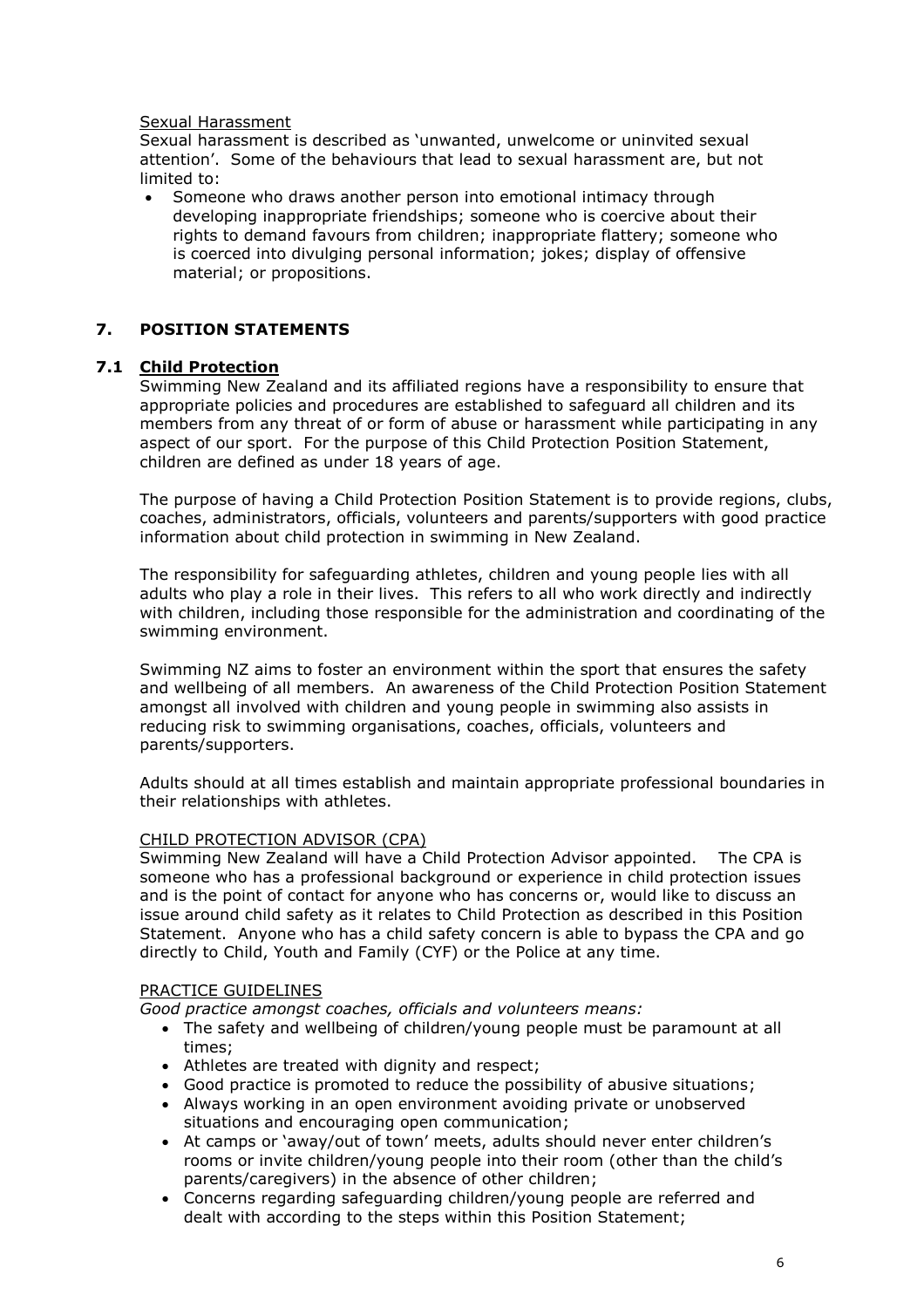Sexual Harassment

Sexual harassment is described as 'unwanted, unwelcome or uninvited sexual attention'. Some of the behaviours that lead to sexual harassment are, but not limited to:

- Someone who draws another person into emotional intimacy through developing inappropriate friendships; someone who is coercive about their rights to demand favours from children; inappropriate flattery; someone who is coerced into divulging personal information; jokes; display of offensive material; or propositions.

## 7. POSITION STATEMENTS

### 7.1 Child Protection

Swimming New Zealand and its affiliated regions have a responsibility to ensure that appropriate policies and procedures are established to safeguard all children and its members from any threat of or form of abuse or harassment while participating in any aspect of our sport. For the purpose of this Child Protection Position Statement, children are defined as under 18 years of age.

The purpose of having a Child Protection Position Statement is to provide regions, clubs, coaches, administrators, officials, volunteers and parents/supporters with good practice information about child protection in swimming in New Zealand.

The responsibility for safeguarding athletes, children and young people lies with all adults who play a role in their lives. This refers to all who work directly and indirectly with children, including those responsible for the administration and coordinating of the swimming environment.

Swimming NZ aims to foster an environment within the sport that ensures the safety and wellbeing of all members. An awareness of the Child Protection Position Statement amongst all involved with children and young people in swimming also assists in reducing risk to swimming organisations, coaches, officials, volunteers and parents/supporters.

Adults should at all times establish and maintain appropriate professional boundaries in their relationships with athletes.

CHILD PROTECTION ADVISOR (CPA)

Swimming New Zealand will have a Child Protection Advisor appointed. The CPA is someone who has a professional background or experience in child protection issues and is the point of contact for anyone who has concerns or, would like to discuss an issue around child safety as it relates to Child Protection as described in this Position Statement. Anyone who has a child safety concern is able to bypass the CPA and go directly to Child, Youth and Family (CYF) or the Police at any time.

PRACTICE GUIDELINES

*Good practice amongst coaches, officials and volunteers means:*

- The safety and wellbeing of children/young people must be paramount at all times;
- Athletes are treated with dignity and respect;
- Good practice is promoted to reduce the possibility of abusive situations;
- Always working in an open environment avoiding private or unobserved situations and encouraging open communication;
- At camps or 'away/out of town' meets, adults should never enter children's rooms or invite children/young people into their room (other than the child's parents/caregivers) in the absence of other children;
- Concerns regarding safeguarding children/young people are referred and dealt with according to the steps within this Position Statement;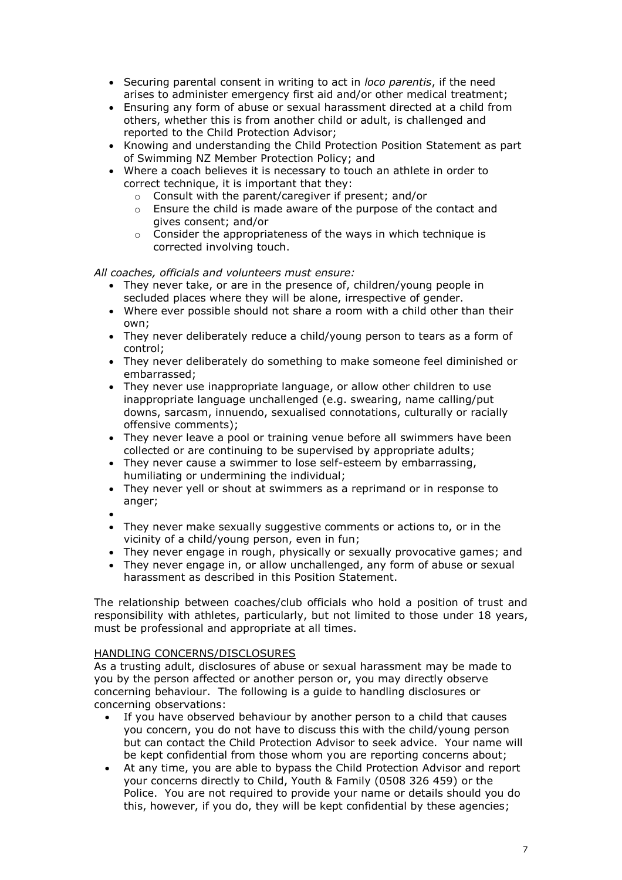- Securing parental consent in writing to act in *loco parentis*, if the need arises to administer emergency first aid and/or other medical treatment;
- Ensuring any form of abuse or sexual harassment directed at a child from others, whether this is from another child or adult, is challenged and reported to the Child Protection Advisor;
- Knowing and understanding the Child Protection Position Statement as part of Swimming NZ Member Protection Policy; and
- Where a coach believes it is necessary to touch an athlete in order to correct technique, it is important that they:
  - Consult with the parent/caregiver if present; and/or
  - Ensure the child is made aware of the purpose of the contact and gives consent; and/or
  - Consider the appropriateness of the ways in which technique is corrected involving touch.

*All coaches, officials and volunteers must ensure:*

- They never take, or are in the presence of, children/young people in secluded places where they will be alone, irrespective of gender.
- Where ever possible should not share a room with a child other than their own;
- They never deliberately reduce a child/young person to tears as a form of control;
- They never deliberately do something to make someone feel diminished or embarrassed;
- They never use inappropriate language, or allow other children to use inappropriate language unchallenged (e.g. swearing, name calling/put downs, sarcasm, innuendo, sexualised connotations, culturally or racially offensive comments);
- They never leave a pool or training venue before all swimmers have been collected or are continuing to be supervised by appropriate adults;
- They never cause a swimmer to lose self-esteem by embarrassing, humiliating or undermining the individual;
- They never yell or shout at swimmers as a reprimand or in response to anger;
- 
- They never make sexually suggestive comments or actions to, or in the vicinity of a child/young person, even in fun;
- They never engage in rough, physically or sexually provocative games; and
- They never engage in, or allow unchallenged, any form of abuse or sexual harassment as described in this Position Statement.

The relationship between coaches/club officials who hold a position of trust and responsibility with athletes, particularly, but not limited to those under 18 years, must be professional and appropriate at all times.

HANDLING CONCERNS/DISCLOSURES

As a trusting adult, disclosures of abuse or sexual harassment may be made to you by the person affected or another person or, you may directly observe concerning behaviour. The following is a guide to handling disclosures or concerning observations:

- If you have observed behaviour by another person to a child that causes you concern, you do not have to discuss this with the child/young person but can contact the Child Protection Advisor to seek advice. Your name will be kept confidential from those whom you are reporting concerns about;
- At any time, you are able to bypass the Child Protection Advisor and report your concerns directly to Child, Youth & Family (0508 326 459) or the Police. You are not required to provide your name or details should you do this, however, if you do, they will be kept confidential by these agencies;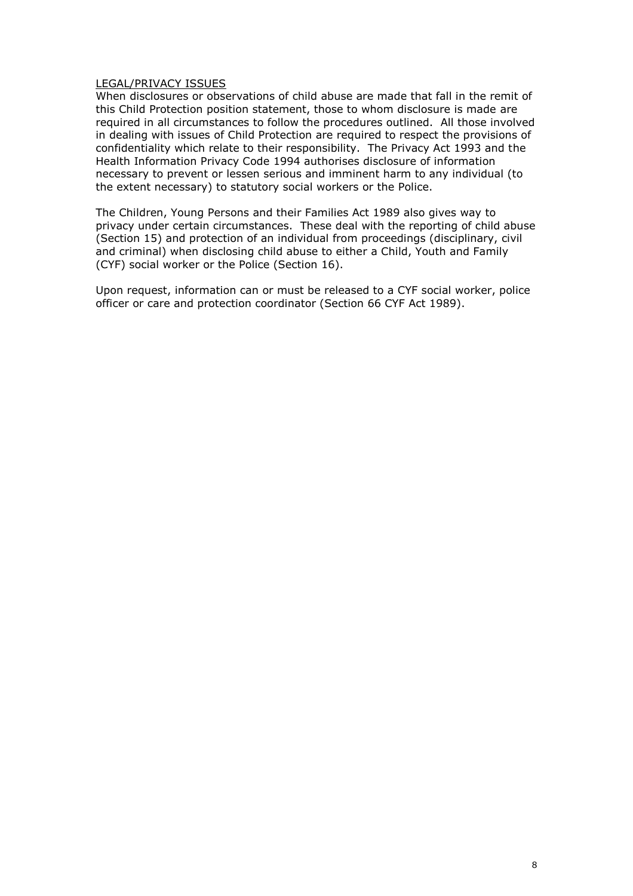## LEGAL/PRIVACY ISSUES

When disclosures or observations of child abuse are made that fall in the remit of this Child Protection position statement, those to whom disclosure is made are required in all circumstances to follow the procedures outlined. All those involved in dealing with issues of Child Protection are required to respect the provisions of confidentiality which relate to their responsibility. The Privacy Act 1993 and the Health Information Privacy Code 1994 authorises disclosure of information necessary to prevent or lessen serious and imminent harm to any individual (to the extent necessary) to statutory social workers or the Police.

The Children, Young Persons and their Families Act 1989 also gives way to privacy under certain circumstances. These deal with the reporting of child abuse (Section 15) and protection of an individual from proceedings (disciplinary, civil and criminal) when disclosing child abuse to either a Child, Youth and Family (CYF) social worker or the Police (Section 16).

Upon request, information can or must be released to a CYF social worker, police officer or care and protection coordinator (Section 66 CYF Act 1989).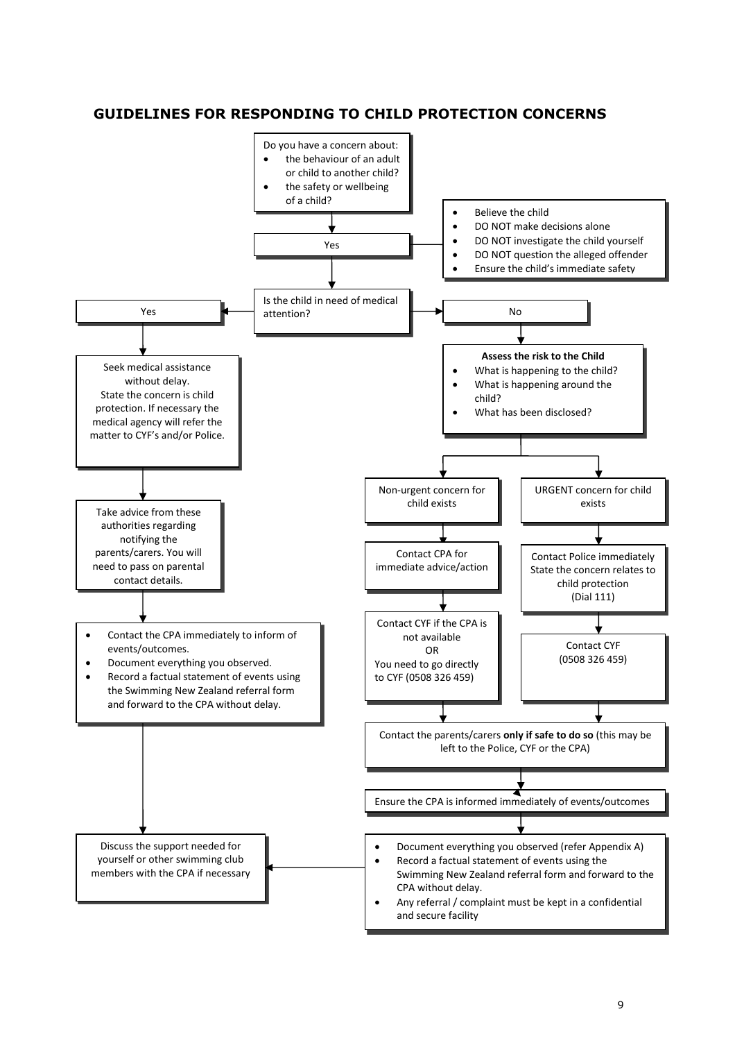## GUIDELINES FOR RESPONDING TO CHILD PROTECTION CONCERNS

Do you have a concern about:

- the behaviour of an adult or child to another child?
- the safety or wellbeing of a child?

Yes

- Believe the child
- DO NOT make decisions alone
- DO NOT investigate the child yourself
- DO NOT question the alleged offender
- Ensure the child's immediate safety

Is the child in need of medical attention?

**Yes**

Seek medical assistance without delay. State the concern is child protection. If necessary the medical agency will refer the matter to CYF's and/or Police.

Take advice from these authorities regarding notifying the parents/carers. You will need to pass on parental contact details.

- Contact the CPA immediately to inform of events/outcomes.
- Document everything you observed.
- Record a factual statement of events using the Swimming New Zealand referral form and forward to the CPA without delay.

Discuss the support needed for yourself or other swimming club members with the CPA if necessary

**No**

**Assess the risk to the Child**

- What is happening to the child?
- What is happening around the child?
- What has been disclosed?

Non-urgent concern for child exists

Contact CPA for immediate advice/action

Contact CYF if the CPA is not available OR You need to go directly to CYF (0508 326 459)

URGENT concern for child exists

Contact Police immediately State the concern relates to child protection (Dial 111)

Contact CYF (0508 326 459)

Contact the parents/carers **only if safe to do so** (this may be left to the Police, CYF or the CPA)

Ensure the CPA is informed immediately of events/outcomes

- Document everything you observed (refer Appendix A)
- Record a factual statement of events using the Swimming New Zealand referral form and forward to the CPA without delay.
- Any referral / complaint must be kept in a confidential and secure facility

Discuss the support needed for yourself or other swimming club members with the CPA if necessary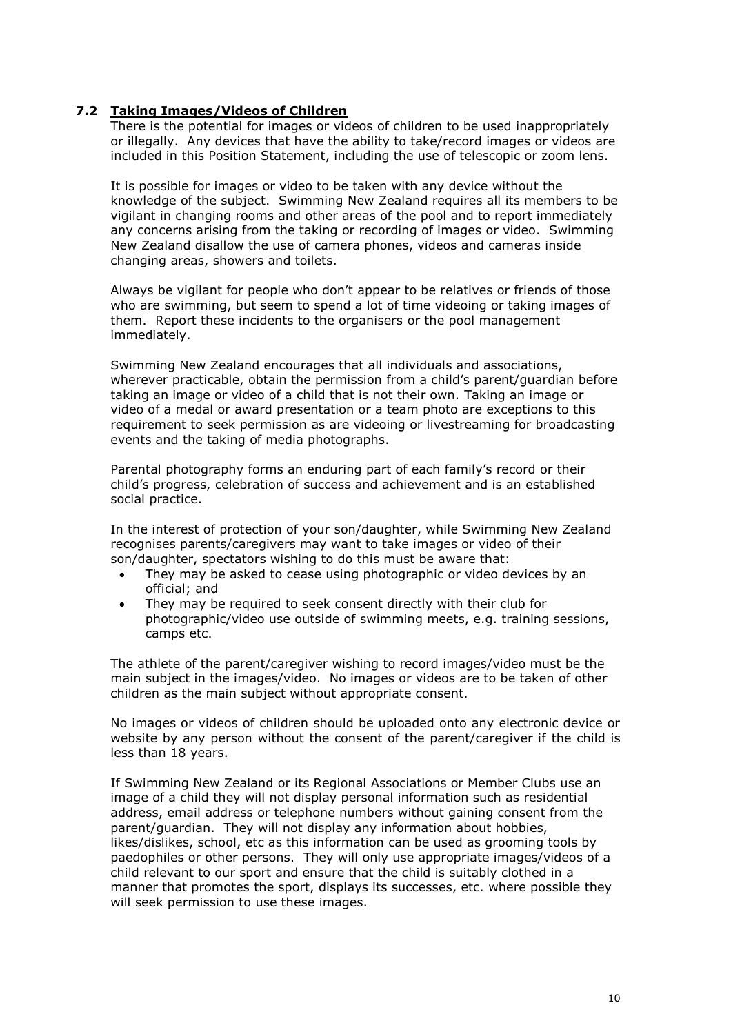### 7.2 Taking Images/Videos of Children

There is the potential for images or videos of children to be used inappropriately or illegally. Any devices that have the ability to take/record images or videos are included in this Position Statement, including the use of telescopic or zoom lens.

It is possible for images or video to be taken with any device without the knowledge of the subject. Swimming New Zealand requires all its members to be vigilant in changing rooms and other areas of the pool and to report immediately any concerns arising from the taking or recording of images or video. Swimming New Zealand disallow the use of camera phones, videos and cameras inside changing areas, showers and toilets.

Always be vigilant for people who don't appear to be relatives or friends of those who are swimming, but seem to spend a lot of time videoing or taking images of them. Report these incidents to the organisers or the pool management immediately.

Swimming New Zealand encourages that all individuals and associations, wherever practicable, obtain the permission from a child's parent/guardian before taking an image or video of a child that is not their own. Taking an image or video of a medal or award presentation or a team photo are exceptions to this requirement to seek permission as are videoing or livestreaming for broadcasting events and the taking of media photographs.

Parental photography forms an enduring part of each family's record or their child's progress, celebration of success and achievement and is an established social practice.

In the interest of protection of your son/daughter, while Swimming New Zealand recognises parents/caregivers may want to take images or video of their son/daughter, spectators wishing to do this must be aware that:

- They may be asked to cease using photographic or video devices by an official; and
- They may be required to seek consent directly with their club for photographic/video use outside of swimming meets, e.g. training sessions, camps etc.

The athlete of the parent/caregiver wishing to record images/video must be the main subject in the images/video. No images or videos are to be taken of other children as the main subject without appropriate consent.

No images or videos of children should be uploaded onto any electronic device or website by any person without the consent of the parent/caregiver if the child is less than 18 years.

If Swimming New Zealand or its Regional Associations or Member Clubs use an image of a child they will not display personal information such as residential address, email address or telephone numbers without gaining consent from the parent/guardian. They will not display any information about hobbies, likes/dislikes, school, etc as this information can be used as grooming tools by paedophiles or other persons. They will only use appropriate images/videos of a child relevant to our sport and ensure that the child is suitably clothed in a manner that promotes the sport, displays its successes, etc. where possible they will seek permission to use these images.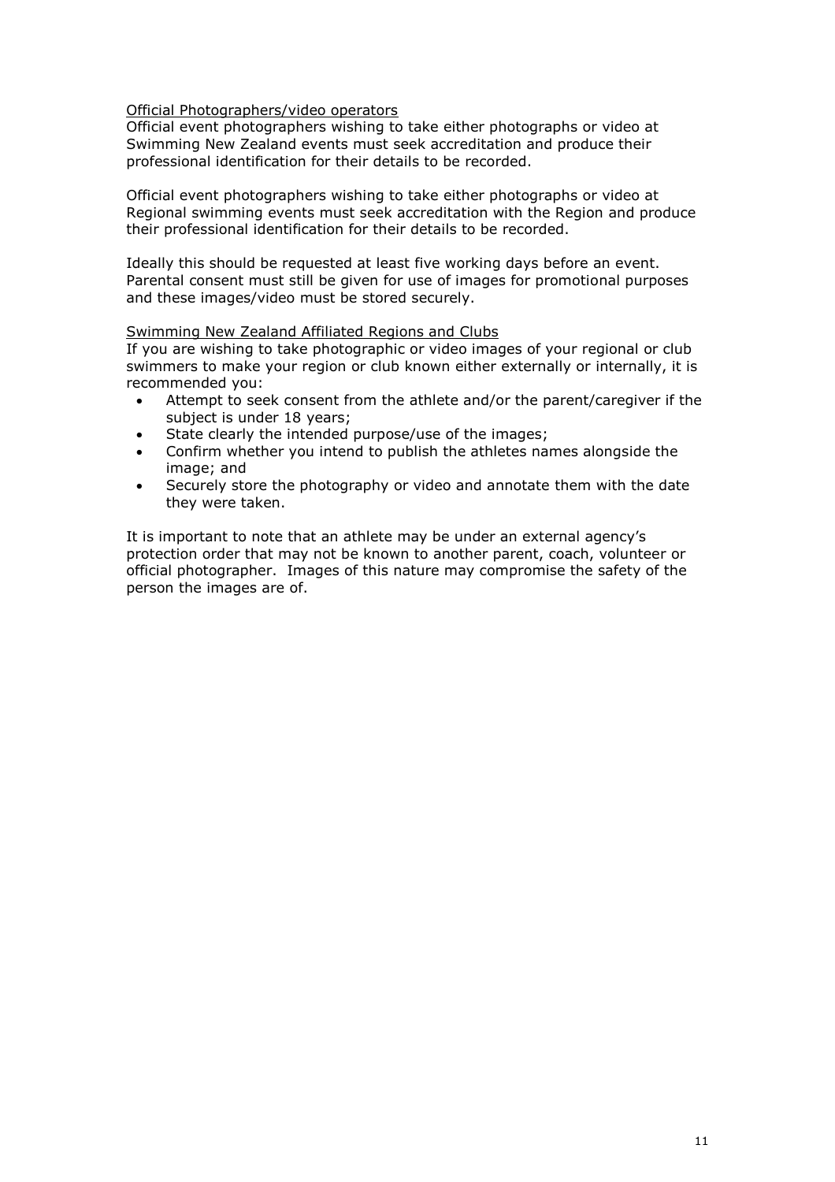Official Photographers/video operators

Official event photographers wishing to take either photographs or video at Swimming New Zealand events must seek accreditation and produce their professional identification for their details to be recorded.

Official event photographers wishing to take either photographs or video at Regional swimming events must seek accreditation with the Region and produce their professional identification for their details to be recorded.

Ideally this should be requested at least five working days before an event. Parental consent must still be given for use of images for promotional purposes and these images/video must be stored securely.

Swimming New Zealand Affiliated Regions and Clubs

If you are wishing to take photographic or video images of your regional or club swimmers to make your region or club known either externally or internally, it is recommended you:

- Attempt to seek consent from the athlete and/or the parent/caregiver if the subject is under 18 years;
- State clearly the intended purpose/use of the images;
- Confirm whether you intend to publish the athletes names alongside the image; and
- Securely store the photography or video and annotate them with the date they were taken.

It is important to note that an athlete may be under an external agency's protection order that may not be known to another parent, coach, volunteer or official photographer. Images of this nature may compromise the safety of the person the images are of.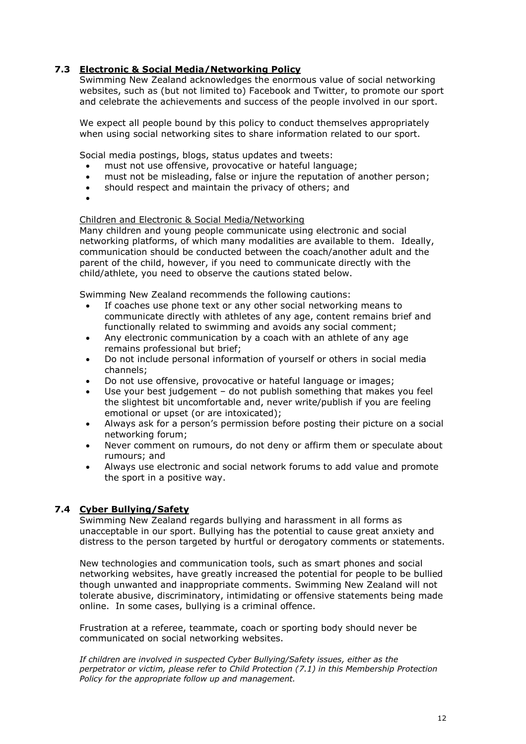## 7.3 <u>Electronic & Social Media/Networking Policy</u>

Swimming New Zealand acknowledges the enormous value of social networking websites, such as (but not limited to) Facebook and Twitter, to promote our sport and celebrate the achievements and success of the people involved in our sport.

We expect all people bound by this policy to conduct themselves appropriately when using social networking sites to share information related to our sport.

Social media postings, blogs, status updates and tweets:

- must not use offensive, provocative or hateful language;
- must not be misleading, false or injure the reputation of another person;
- should respect and maintain the privacy of others; and
- 

<u>Children and Electronic & Social Media/Networking</u>

Many children and young people communicate using electronic and social networking platforms, of which many modalities are available to them. Ideally, communication should be conducted between the coach/another adult and the parent of the child, however, if you need to communicate directly with the child/athlete, you need to observe the cautions stated below.

Swimming New Zealand recommends the following cautions:

- If coaches use phone text or any other social networking means to communicate directly with athletes of any age, content remains brief and functionally related to swimming and avoids any social comment;
- Any electronic communication by a coach with an athlete of any age remains professional but brief;
- Do not include personal information of yourself or others in social media channels;
- Do not use offensive, provocative or hateful language or images;
- Use your best judgement – do not publish something that makes you feel the slightest bit uncomfortable and, never write/publish if you are feeling emotional or upset (or are intoxicated);
- Always ask for a person's permission before posting their picture on a social networking forum;
- Never comment on rumours, do not deny or affirm them or speculate about rumours; and
- Always use electronic and social network forums to add value and promote the sport in a positive way.

## 7.4 <u>Cyber Bullying/Safety</u>

Swimming New Zealand regards bullying and harassment in all forms as unacceptable in our sport. Bullying has the potential to cause great anxiety and distress to the person targeted by hurtful or derogatory comments or statements.

New technologies and communication tools, such as smart phones and social networking websites, have greatly increased the potential for people to be bullied though unwanted and inappropriate comments. Swimming New Zealand will not tolerate abusive, discriminatory, intimidating or offensive statements being made online. In some cases, bullying is a criminal offence.

Frustration at a referee, teammate, coach or sporting body should never be communicated on social networking websites.

*If children are involved in suspected Cyber Bullying/Safety issues, either as the perpetrator or victim, please refer to Child Protection (7.1) in this Membership Protection Policy for the appropriate follow up and management.*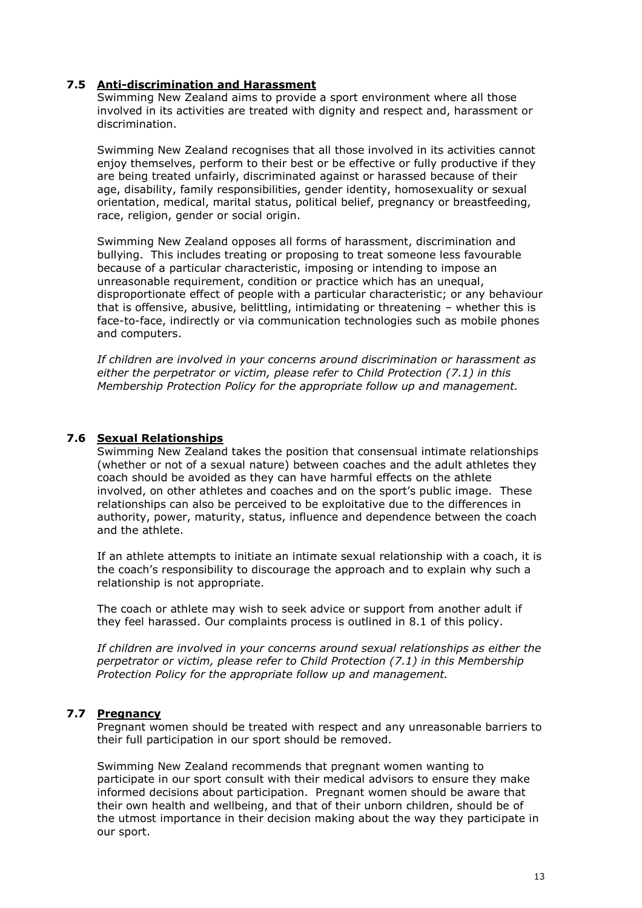### 7.5 Anti-discrimination and Harassment

Swimming New Zealand aims to provide a sport environment where all those involved in its activities are treated with dignity and respect and, harassment or discrimination.

Swimming New Zealand recognises that all those involved in its activities cannot enjoy themselves, perform to their best or be effective or fully productive if they are being treated unfairly, discriminated against or harassed because of their age, disability, family responsibilities, gender identity, homosexuality or sexual orientation, medical, marital status, political belief, pregnancy or breastfeeding, race, religion, gender or social origin.

Swimming New Zealand opposes all forms of harassment, discrimination and bullying. This includes treating or proposing to treat someone less favourable because of a particular characteristic, imposing or intending to impose an unreasonable requirement, condition or practice which has an unequal, disproportionate effect of people with a particular characteristic; or any behaviour that is offensive, abusive, belittling, intimidating or threatening – whether this is face-to-face, indirectly or via communication technologies such as mobile phones and computers.

*If children are involved in your concerns around discrimination or harassment as either the perpetrator or victim, please refer to Child Protection (7.1) in this Membership Protection Policy for the appropriate follow up and management.*

### 7.6 Sexual Relationships

Swimming New Zealand takes the position that consensual intimate relationships (whether or not of a sexual nature) between coaches and the adult athletes they coach should be avoided as they can have harmful effects on the athlete involved, on other athletes and coaches and on the sport's public image. These relationships can also be perceived to be exploitative due to the differences in authority, power, maturity, status, influence and dependence between the coach and the athlete.

If an athlete attempts to initiate an intimate sexual relationship with a coach, it is the coach's responsibility to discourage the approach and to explain why such a relationship is not appropriate.

The coach or athlete may wish to seek advice or support from another adult if they feel harassed. Our complaints process is outlined in 8.1 of this policy.

*If children are involved in your concerns around sexual relationships as either the perpetrator or victim, please refer to Child Protection (7.1) in this Membership Protection Policy for the appropriate follow up and management.*

### 7.7 Pregnancy

Pregnant women should be treated with respect and any unreasonable barriers to their full participation in our sport should be removed.

Swimming New Zealand recommends that pregnant women wanting to participate in our sport consult with their medical advisors to ensure they make informed decisions about participation. Pregnant women should be aware that their own health and wellbeing, and that of their unborn children, should be of the utmost importance in their decision making about the way they participate in our sport.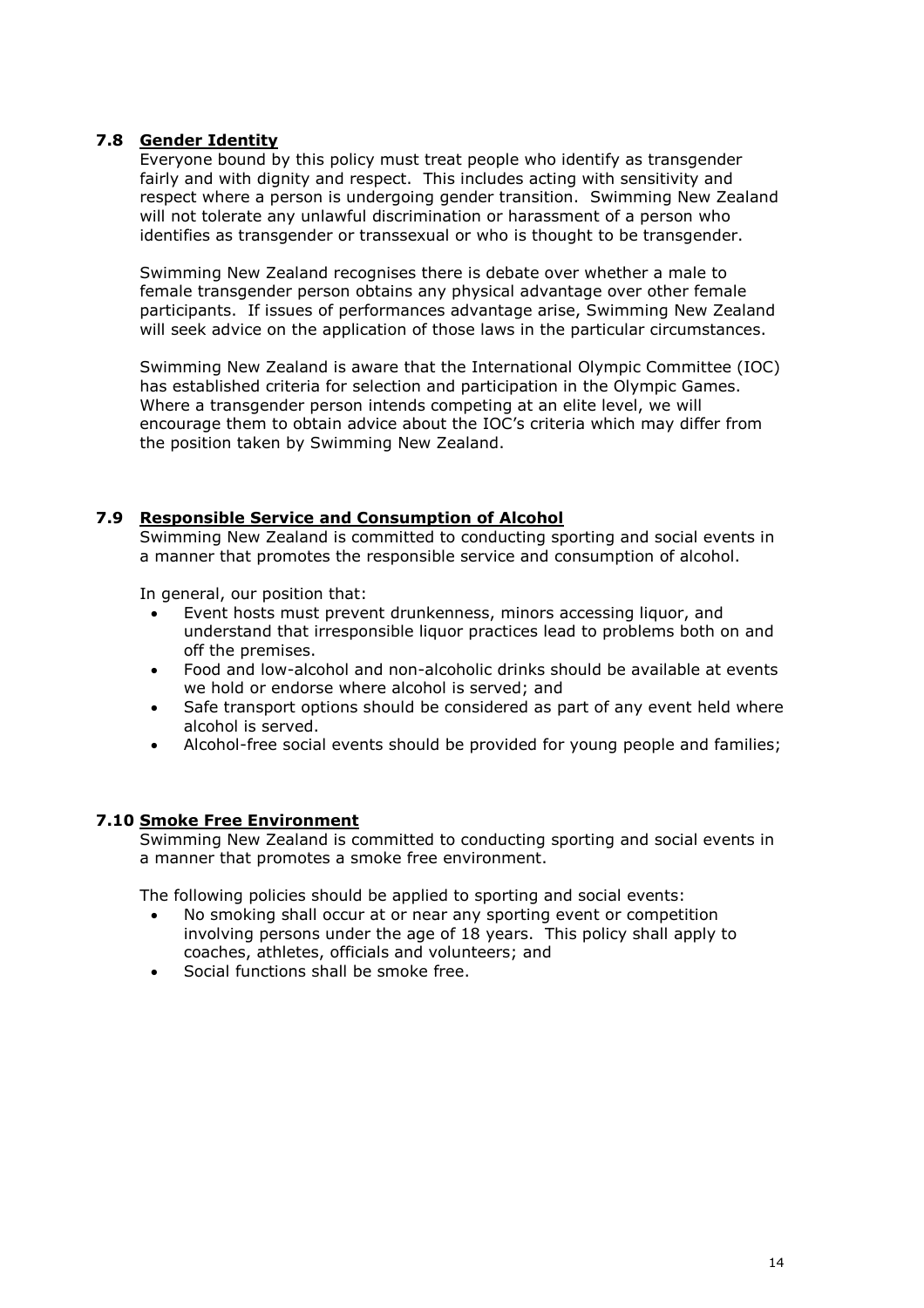### 7.8 Gender Identity

Everyone bound by this policy must treat people who identify as transgender fairly and with dignity and respect. This includes acting with sensitivity and respect where a person is undergoing gender transition. Swimming New Zealand will not tolerate any unlawful discrimination or harassment of a person who identifies as transgender or transsexual or who is thought to be transgender.

Swimming New Zealand recognises there is debate over whether a male to female transgender person obtains any physical advantage over other female participants. If issues of performances advantage arise, Swimming New Zealand will seek advice on the application of those laws in the particular circumstances.

Swimming New Zealand is aware that the International Olympic Committee (IOC) has established criteria for selection and participation in the Olympic Games. Where a transgender person intends competing at an elite level, we will encourage them to obtain advice about the IOC's criteria which may differ from the position taken by Swimming New Zealand.

### 7.9 Responsible Service and Consumption of Alcohol

Swimming New Zealand is committed to conducting sporting and social events in a manner that promotes the responsible service and consumption of alcohol.

In general, our position that:

- Event hosts must prevent drunkenness, minors accessing liquor, and understand that irresponsible liquor practices lead to problems both on and off the premises.
- Food and low-alcohol and non-alcoholic drinks should be available at events we hold or endorse where alcohol is served; and
- Safe transport options should be considered as part of any event held where alcohol is served.
- Alcohol-free social events should be provided for young people and families;

### 7.10 Smoke Free Environment

Swimming New Zealand is committed to conducting sporting and social events in a manner that promotes a smoke free environment.

The following policies should be applied to sporting and social events:

- No smoking shall occur at or near any sporting event or competition involving persons under the age of 18 years. This policy shall apply to coaches, athletes, officials and volunteers; and
- Social functions shall be smoke free.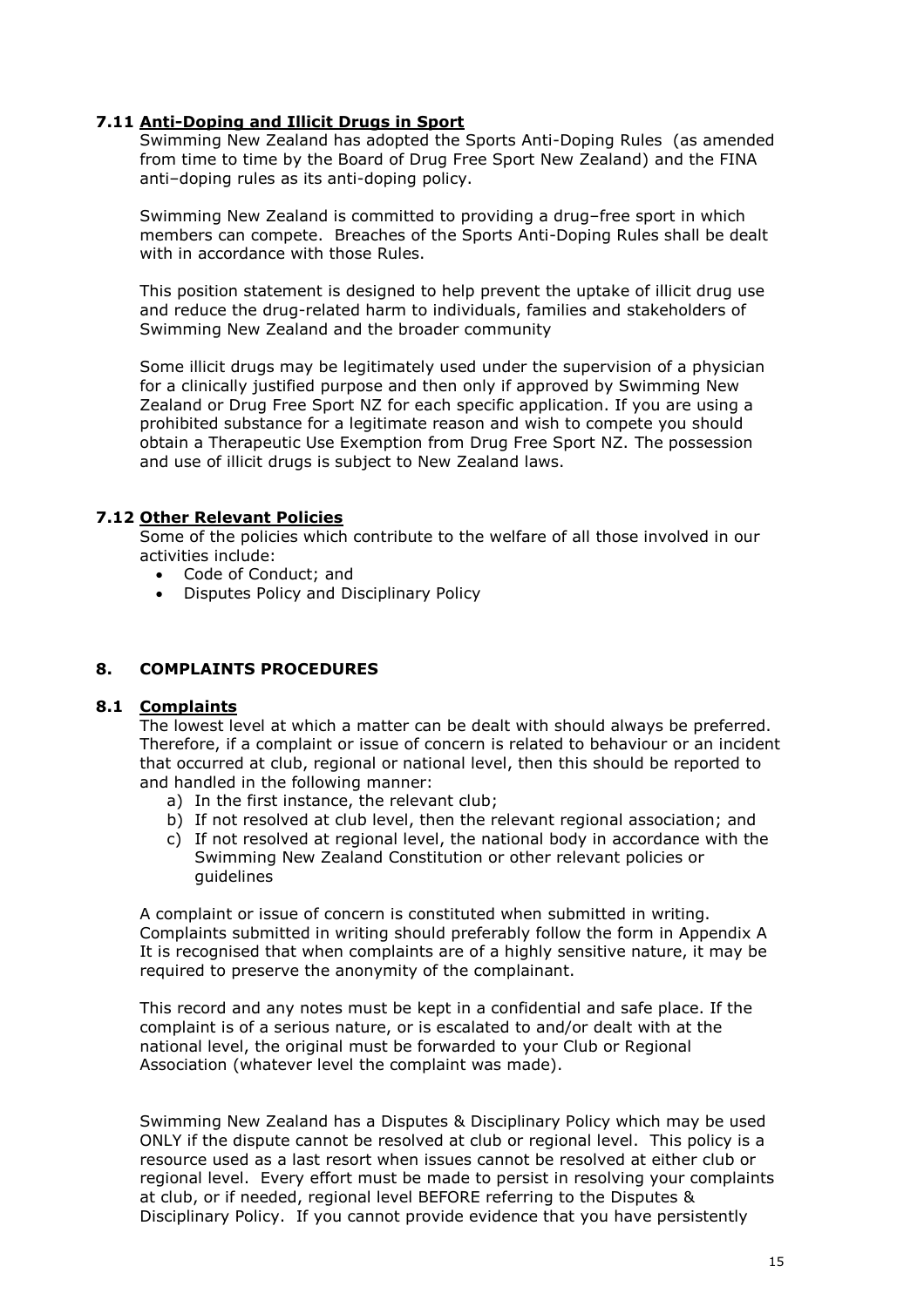### 7.11 Anti-Doping and Illicit Drugs in Sport

Swimming New Zealand has adopted the Sports Anti-Doping Rules (as amended from time to time by the Board of Drug Free Sport New Zealand) and the FINA anti–doping rules as its anti-doping policy.

Swimming New Zealand is committed to providing a drug–free sport in which members can compete. Breaches of the Sports Anti-Doping Rules shall be dealt with in accordance with those Rules.

This position statement is designed to help prevent the uptake of illicit drug use and reduce the drug-related harm to individuals, families and stakeholders of Swimming New Zealand and the broader community

Some illicit drugs may be legitimately used under the supervision of a physician for a clinically justified purpose and then only if approved by Swimming New Zealand or Drug Free Sport NZ for each specific application. If you are using a prohibited substance for a legitimate reason and wish to compete you should obtain a Therapeutic Use Exemption from Drug Free Sport NZ. The possession and use of illicit drugs is subject to New Zealand laws.

### 7.12 Other Relevant Policies

Some of the policies which contribute to the welfare of all those involved in our activities include:

- Code of Conduct; and
- Disputes Policy and Disciplinary Policy

## 8. COMPLAINTS PROCEDURES

### 8.1 Complaints

The lowest level at which a matter can be dealt with should always be preferred. Therefore, if a complaint or issue of concern is related to behaviour or an incident that occurred at club, regional or national level, then this should be reported to and handled in the following manner:

a) In the first instance, the relevant club;
b) If not resolved at club level, then the relevant regional association; and
c) If not resolved at regional level, the national body in accordance with the Swimming New Zealand Constitution or other relevant policies or guidelines

A complaint or issue of concern is constituted when submitted in writing. Complaints submitted in writing should preferably follow the form in Appendix A It is recognised that when complaints are of a highly sensitive nature, it may be required to preserve the anonymity of the complainant.

This record and any notes must be kept in a confidential and safe place. If the complaint is of a serious nature, or is escalated to and/or dealt with at the national level, the original must be forwarded to your Club or Regional Association (whatever level the complaint was made).

Swimming New Zealand has a Disputes & Disciplinary Policy which may be used ONLY if the dispute cannot be resolved at club or regional level. This policy is a resource used as a last resort when issues cannot be resolved at either club or regional level. Every effort must be made to persist in resolving your complaints at club, or if needed, regional level BEFORE referring to the Disputes & Disciplinary Policy. If you cannot provide evidence that you have persistently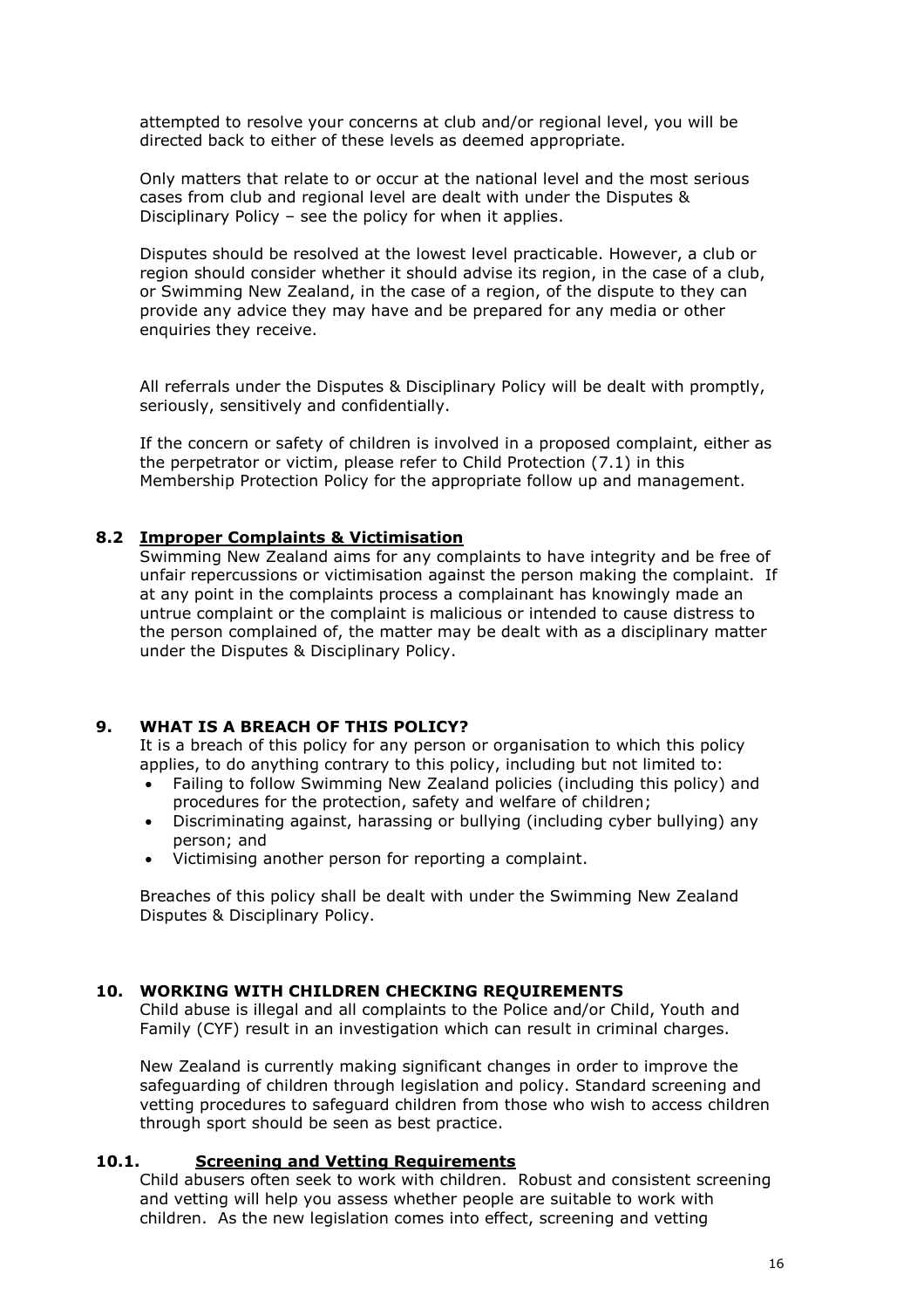attempted to resolve your concerns at club and/or regional level, you will be directed back to either of these levels as deemed appropriate.

Only matters that relate to or occur at the national level and the most serious cases from club and regional level are dealt with under the Disputes & Disciplinary Policy – see the policy for when it applies.

Disputes should be resolved at the lowest level practicable. However, a club or region should consider whether it should advise its region, in the case of a club, or Swimming New Zealand, in the case of a region, of the dispute to they can provide any advice they may have and be prepared for any media or other enquiries they receive.

All referrals under the Disputes & Disciplinary Policy will be dealt with promptly, seriously, sensitively and confidentially.

If the concern or safety of children is involved in a proposed complaint, either as the perpetrator or victim, please refer to Child Protection (7.1) in this Membership Protection Policy for the appropriate follow up and management.

### 8.2 Improper Complaints & Victimisation

Swimming New Zealand aims for any complaints to have integrity and be free of unfair repercussions or victimisation against the person making the complaint. If at any point in the complaints process a complainant has knowingly made an untrue complaint or the complaint is malicious or intended to cause distress to the person complained of, the matter may be dealt with as a disciplinary matter under the Disputes & Disciplinary Policy.

## 9. WHAT IS A BREACH OF THIS POLICY?

It is a breach of this policy for any person or organisation to which this policy applies, to do anything contrary to this policy, including but not limited to:

- Failing to follow Swimming New Zealand policies (including this policy) and procedures for the protection, safety and welfare of children;
- Discriminating against, harassing or bullying (including cyber bullying) any person; and
- Victimising another person for reporting a complaint.

Breaches of this policy shall be dealt with under the Swimming New Zealand Disputes & Disciplinary Policy.

## 10. WORKING WITH CHILDREN CHECKING REQUIREMENTS

Child abuse is illegal and all complaints to the Police and/or Child, Youth and Family (CYF) result in an investigation which can result in criminal charges.

New Zealand is currently making significant changes in order to improve the safeguarding of children through legislation and policy. Standard screening and vetting procedures to safeguard children from those who wish to access children through sport should be seen as best practice.

### 10.1. Screening and Vetting Requirements

Child abusers often seek to work with children. Robust and consistent screening and vetting will help you assess whether people are suitable to work with children. As the new legislation comes into effect, screening and vetting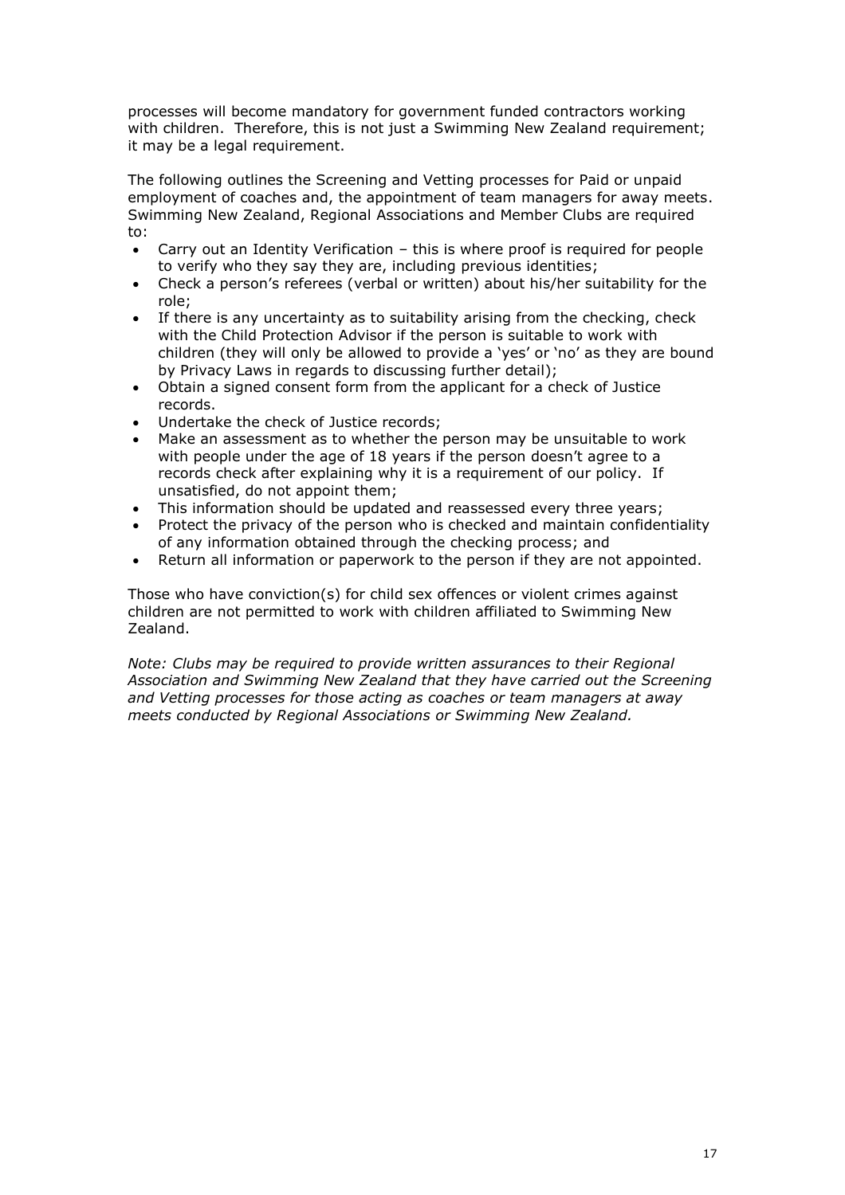processes will become mandatory for government funded contractors working with children. Therefore, this is not just a Swimming New Zealand requirement; it may be a legal requirement.

The following outlines the Screening and Vetting processes for Paid or unpaid employment of coaches and, the appointment of team managers for away meets. Swimming New Zealand, Regional Associations and Member Clubs are required to:

- Carry out an Identity Verification – this is where proof is required for people to verify who they say they are, including previous identities;
- Check a person's referees (verbal or written) about his/her suitability for the role;
- If there is any uncertainty as to suitability arising from the checking, check with the Child Protection Advisor if the person is suitable to work with children (they will only be allowed to provide a 'yes' or 'no' as they are bound by Privacy Laws in regards to discussing further detail);
- Obtain a signed consent form from the applicant for a check of Justice records.
- Undertake the check of Justice records;
- Make an assessment as to whether the person may be unsuitable to work with people under the age of 18 years if the person doesn't agree to a records check after explaining why it is a requirement of our policy. If unsatisfied, do not appoint them;
- This information should be updated and reassessed every three years;
- Protect the privacy of the person who is checked and maintain confidentiality of any information obtained through the checking process; and
- Return all information or paperwork to the person if they are not appointed.

Those who have conviction(s) for child sex offences or violent crimes against children are not permitted to work with children affiliated to Swimming New Zealand.

*Note: Clubs may be required to provide written assurances to their Regional Association and Swimming New Zealand that they have carried out the Screening and Vetting processes for those acting as coaches or team managers at away meets conducted by Regional Associations or Swimming New Zealand.*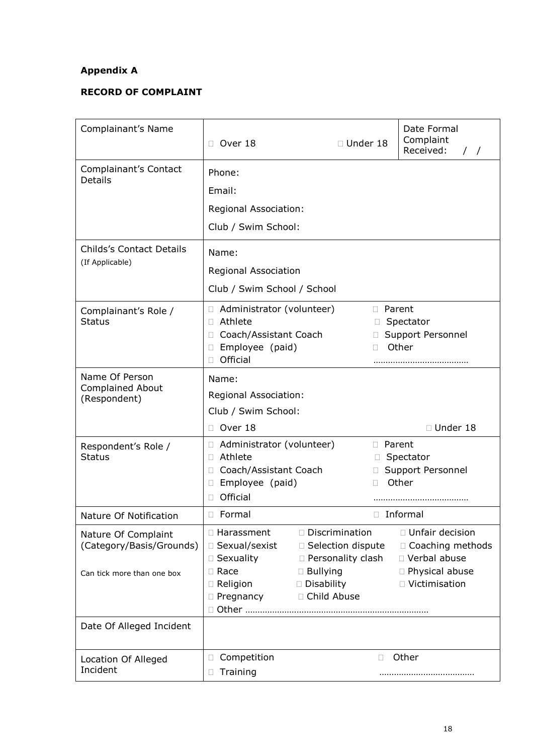**Appendix A**

**RECORD OF COMPLAINT**

| Complainant's Name | □ Over 18 □ Under 18 | Date Formal Complaint Received: / / |
|---|---|---|
| Complainant's Contact Details | Phone:<br>Email:<br>Regional Association:<br>Club / Swim School: | |
| Childs's Contact Details<br>(If Applicable) | Name:<br>Regional Association<br>Club / Swim School / School | |
| Complainant's Role / Status | □ Administrator (volunteer)<br>□ Athlete<br>□ Coach/Assistant Coach<br>□ Employee (paid)<br>□ Official | □ Parent<br>□ Spectator<br>□ Support Personnel<br>□ Other<br>……………………………… |
| Name Of Person Complained About (Respondent) | Name:<br>Regional Association:<br>Club / Swim School:<br>□ Over 18 □ Under 18 | |
| Respondent's Role / Status | □ Administrator (volunteer)<br>□ Athlete<br>□ Coach/Assistant Coach<br>□ Employee (paid)<br>□ Official | □ Parent<br>□ Spectator<br>□ Support Personnel<br>□ Other<br>……………………………… |
| Nature Of Notification | □ Formal | □ Informal |
| Nature Of Complaint (Category/Basis/Grounds)<br><br>Can tick more than one box | □ Harassment □ Discrimination □ Unfair decision<br>□ Sexual/sexist □ Selection dispute □ Coaching methods<br>□ Sexuality □ Personality clash □ Verbal abuse<br>□ Race □ Bullying □ Physical abuse<br>□ Religion □ Disability □ Victimisation<br>□ Pregnancy □ Child Abuse<br>□ Other ………………………………………………………………… | |
| Date Of Alleged Incident | | |
| Location Of Alleged Incident | □ Competition<br>□ Training | □ Other<br>……………………………… |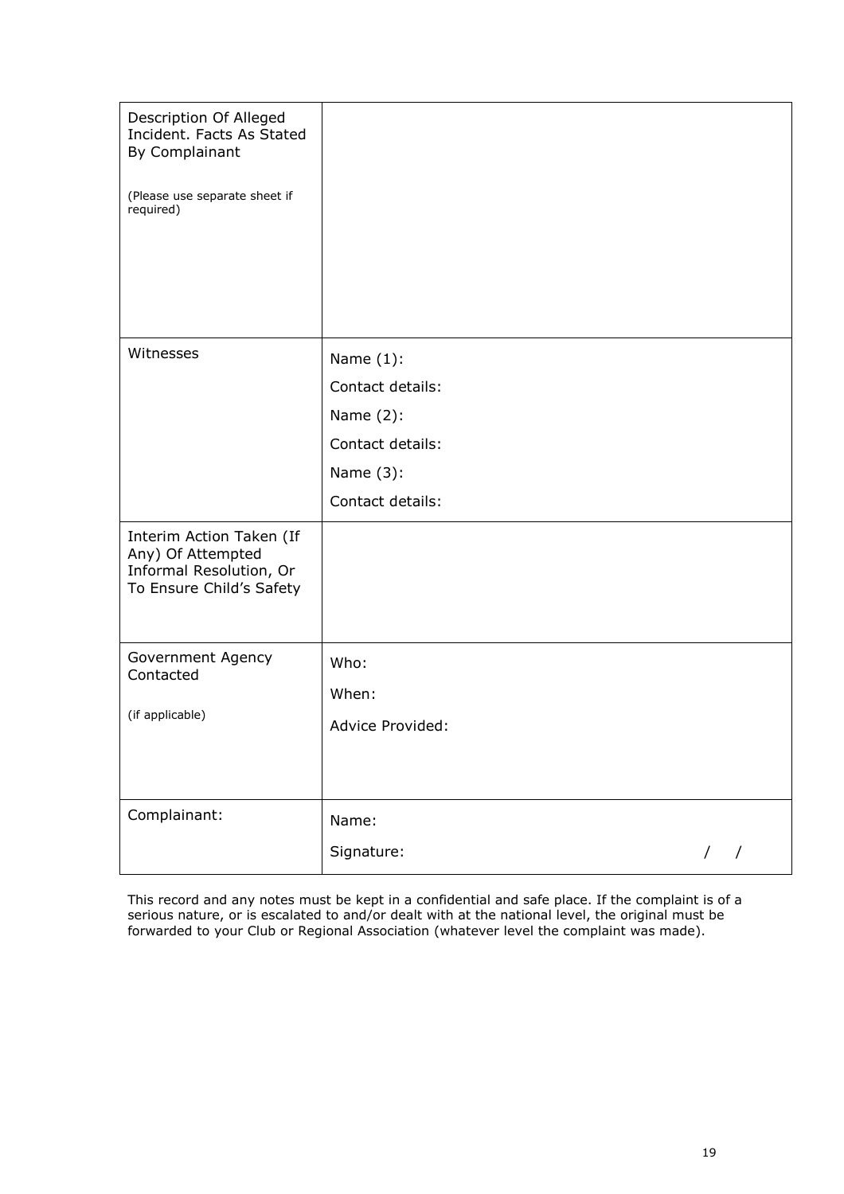| | |
|---|---|
| Description Of Alleged Incident. Facts As Stated By Complainant<br><br>(Please use separate sheet if required) | |
| Witnesses | Name (1):<br>Contact details:<br>Name (2):<br>Contact details:<br>Name (3):<br>Contact details: |
| Interim Action Taken (If Any) Of Attempted Informal Resolution, Or To Ensure Child's Safety | |
| Government Agency Contacted<br><br>(if applicable) | Who:<br>When:<br>Advice Provided: |
| Complainant: | Name:<br>Signature: / / |

This record and any notes must be kept in a confidential and safe place. If the complaint is of a serious nature, or is escalated to and/or dealt with at the national level, the original must be forwarded to your Club or Regional Association (whatever level the complaint was made).